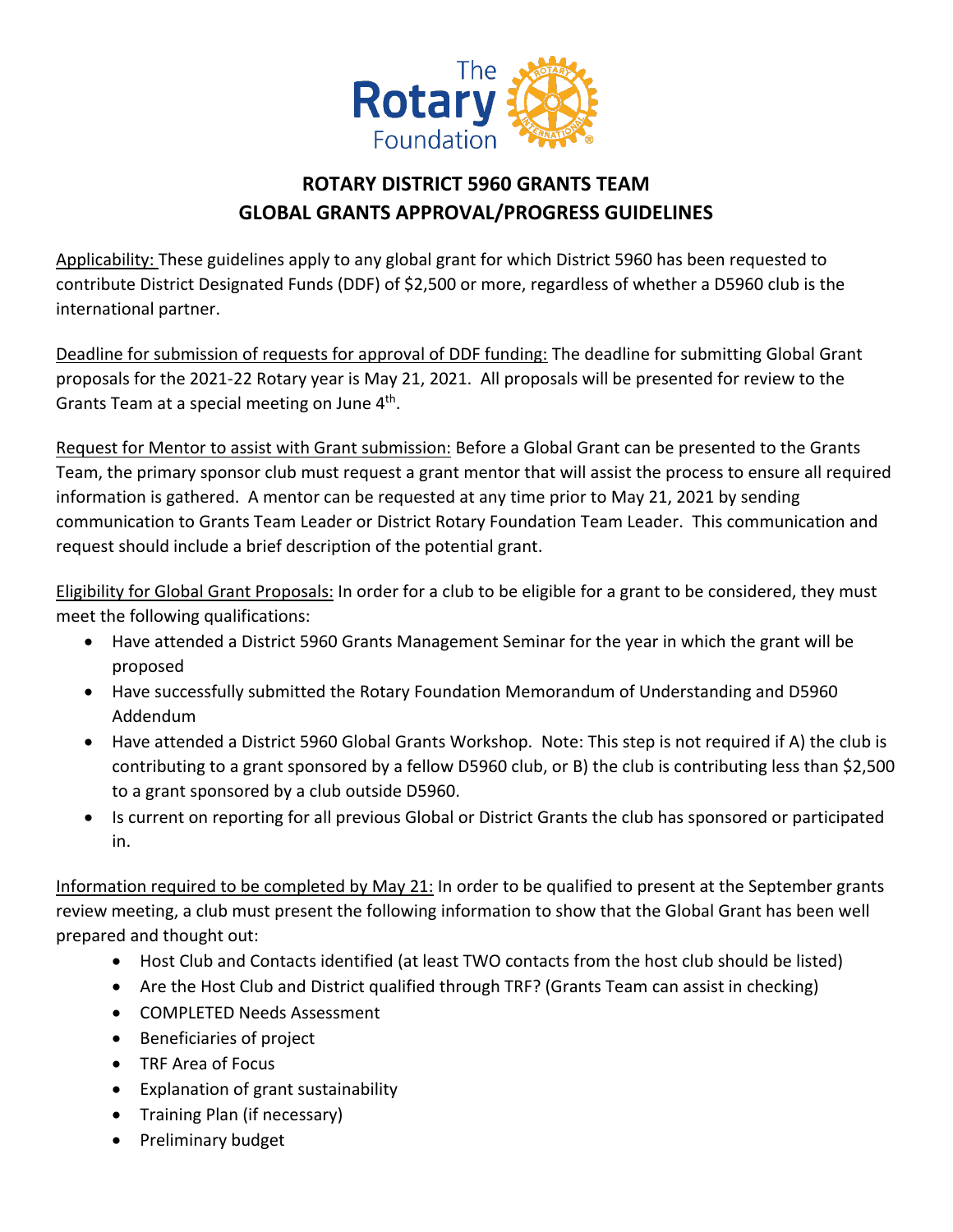# ROTARY DISTRICT 5960 GRANTS TEAM
# GLOBAL GRANTS APPROVAL/PROGRESS GUIDELINES

Applicability: These guidelines apply to any global grant for which District 5960 has been requested to contribute District Designated Funds (DDF) of $2,500 or more, regardless of whether a D5960 club is the international partner.

Deadline for submission of requests for approval of DDF funding: The deadline for submitting Global Grant proposals for the 2021-22 Rotary year is May 21, 2021. All proposals will be presented for review to the Grants Team at a special meeting on June 4th.

Request for Mentor to assist with Grant submission: Before a Global Grant can be presented to the Grants Team, the primary sponsor club must request a grant mentor that will assist the process to ensure all required information is gathered. A mentor can be requested at any time prior to May 21, 2021 by sending communication to Grants Team Leader or District Rotary Foundation Team Leader. This communication and request should include a brief description of the potential grant.

Eligibility for Global Grant Proposals: In order for a club to be eligible for a grant to be considered, they must meet the following qualifications:

- Have attended a District 5960 Grants Management Seminar for the year in which the grant will be proposed
- Have successfully submitted the Rotary Foundation Memorandum of Understanding and D5960 Addendum
- Have attended a District 5960 Global Grants Workshop. Note: This step is not required if A) the club is contributing to a grant sponsored by a fellow D5960 club, or B) the club is contributing less than $2,500 to a grant sponsored by a club outside D5960.
- Is current on reporting for all previous Global or District Grants the club has sponsored or participated in.

Information required to be completed by May 21: In order to be qualified to present at the September grants review meeting, a club must present the following information to show that the Global Grant has been well prepared and thought out:

- Host Club and Contacts identified (at least TWO contacts from the host club should be listed)
- Are the Host Club and District qualified through TRF? (Grants Team can assist in checking)
- COMPLETED Needs Assessment
- Beneficiaries of project
- TRF Area of Focus
- Explanation of grant sustainability
- Training Plan (if necessary)
- Preliminary budget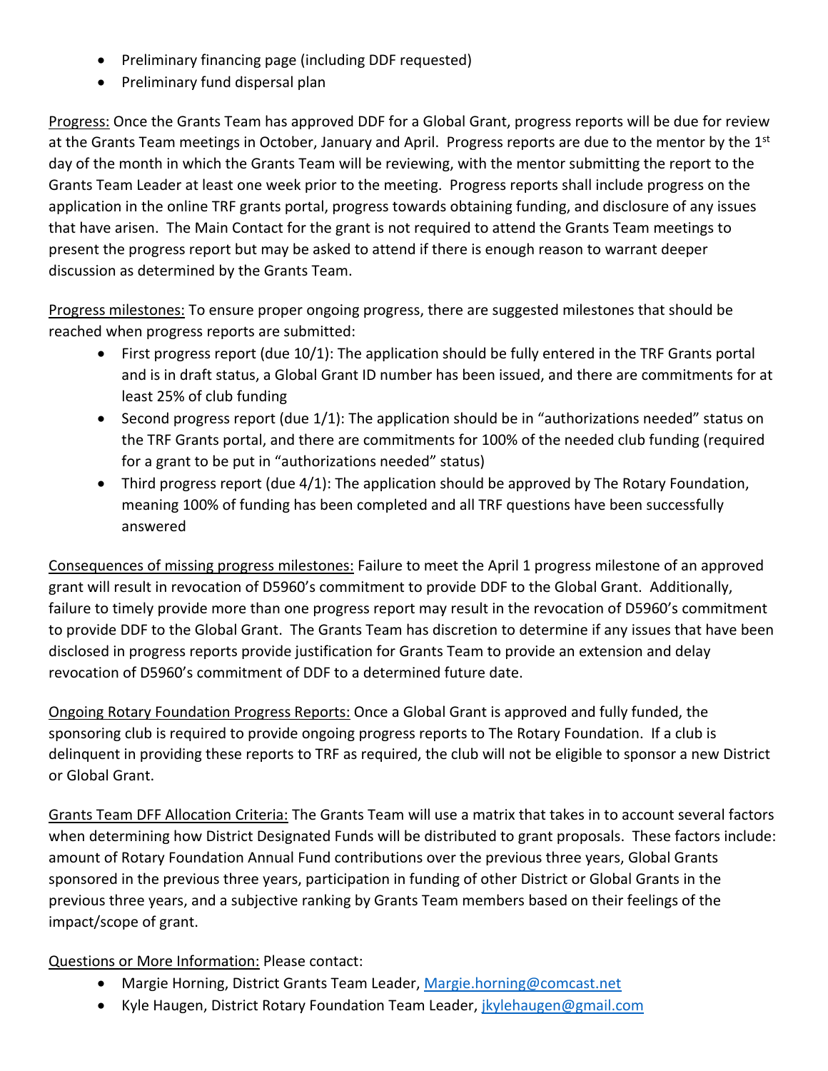- Preliminary financing page (including DDF requested)
- Preliminary fund dispersal plan

Progress: Once the Grants Team has approved DDF for a Global Grant, progress reports will be due for review at the Grants Team meetings in October, January and April. Progress reports are due to the mentor by the 1st day of the month in which the Grants Team will be reviewing, with the mentor submitting the report to the Grants Team Leader at least one week prior to the meeting. Progress reports shall include progress on the application in the online TRF grants portal, progress towards obtaining funding, and disclosure of any issues that have arisen. The Main Contact for the grant is not required to attend the Grants Team meetings to present the progress report but may be asked to attend if there is enough reason to warrant deeper discussion as determined by the Grants Team.

Progress milestones: To ensure proper ongoing progress, there are suggested milestones that should be reached when progress reports are submitted:

- First progress report (due 10/1): The application should be fully entered in the TRF Grants portal and is in draft status, a Global Grant ID number has been issued, and there are commitments for at least 25% of club funding
- Second progress report (due 1/1): The application should be in "authorizations needed" status on the TRF Grants portal, and there are commitments for 100% of the needed club funding (required for a grant to be put in "authorizations needed" status)
- Third progress report (due 4/1): The application should be approved by The Rotary Foundation, meaning 100% of funding has been completed and all TRF questions have been successfully answered

Consequences of missing progress milestones: Failure to meet the April 1 progress milestone of an approved grant will result in revocation of D5960's commitment to provide DDF to the Global Grant. Additionally, failure to timely provide more than one progress report may result in the revocation of D5960's commitment to provide DDF to the Global Grant. The Grants Team has discretion to determine if any issues that have been disclosed in progress reports provide justification for Grants Team to provide an extension and delay revocation of D5960's commitment of DDF to a determined future date.

Ongoing Rotary Foundation Progress Reports: Once a Global Grant is approved and fully funded, the sponsoring club is required to provide ongoing progress reports to The Rotary Foundation. If a club is delinquent in providing these reports to TRF as required, the club will not be eligible to sponsor a new District or Global Grant.

Grants Team DFF Allocation Criteria: The Grants Team will use a matrix that takes in to account several factors when determining how District Designated Funds will be distributed to grant proposals. These factors include: amount of Rotary Foundation Annual Fund contributions over the previous three years, Global Grants sponsored in the previous three years, participation in funding of other District or Global Grants in the previous three years, and a subjective ranking by Grants Team members based on their feelings of the impact/scope of grant.

Questions or More Information: Please contact:

- Margie Horning, District Grants Team Leader, Margie.horning@comcast.net
- Kyle Haugen, District Rotary Foundation Team Leader, jkylehaugen@gmail.com